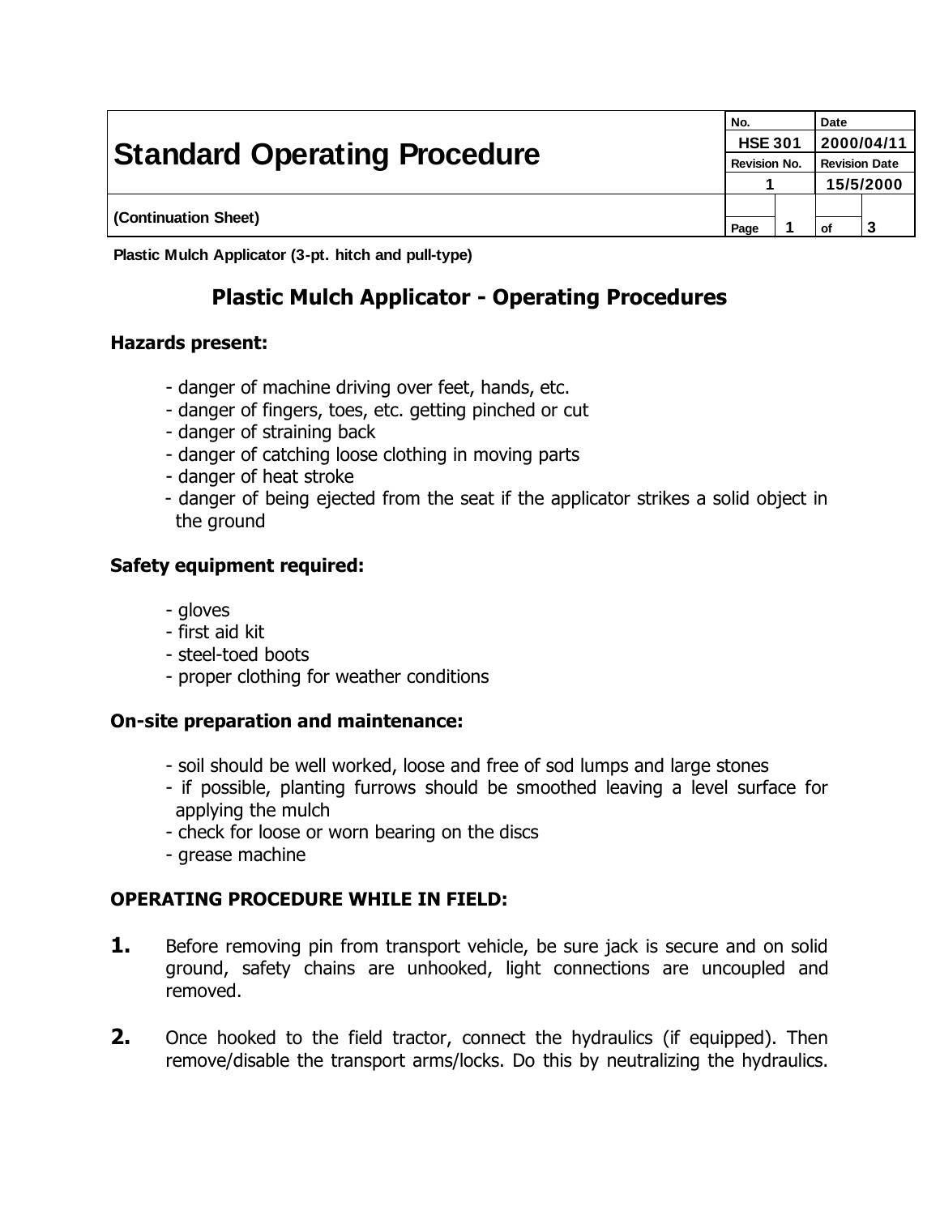| Standard Operating Procedure | No. | | Date | |
|---|---|---|---|---|
| | HSE 301 | | 2000/04/11 | |
| | Revision No. | | Revision Date | |
| | 1 | | 15/5/2000 | |
| (Continuation Sheet) | Page | 1 | of | 3 |

**Plastic Mulch Applicator (3-pt. hitch and pull-type)**

# Plastic Mulch Applicator - Operating Procedures

**Hazards present:**

- danger of machine driving over feet, hands, etc.
- danger of fingers, toes, etc. getting pinched or cut
- danger of straining back
- danger of catching loose clothing in moving parts
- danger of heat stroke
- danger of being ejected from the seat if the applicator strikes a solid object in the ground

**Safety equipment required:**

- gloves
- first aid kit
- steel-toed boots
- proper clothing for weather conditions

**On-site preparation and maintenance:**

- soil should be well worked, loose and free of sod lumps and large stones
- if possible, planting furrows should be smoothed leaving a level surface for applying the mulch
- check for loose or worn bearing on the discs
- grease machine

**OPERATING PROCEDURE WHILE IN FIELD:**

1. Before removing pin from transport vehicle, be sure jack is secure and on solid ground, safety chains are unhooked, light connections are uncoupled and removed.

2. Once hooked to the field tractor, connect the hydraulics (if equipped). Then remove/disable the transport arms/locks. Do this by neutralizing the hydraulics.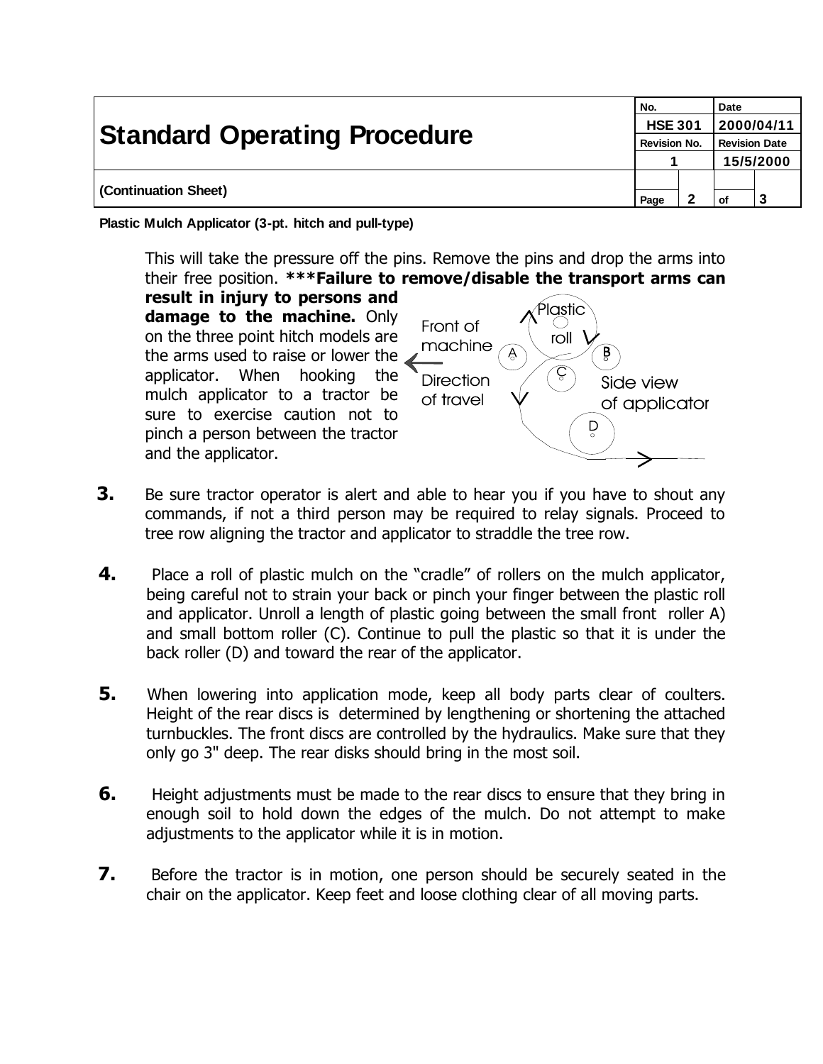**Plastic Mulch Applicator (3-pt. hitch and pull-type)**

This will take the pressure off the pins. Remove the pins and drop the arms into their free position. ***__Failure to remove/disable the transport arms can result in injury to persons and damage to the machine.__** Only on the three point hitch models are the arms used to raise or lower the applicator. When hooking the mulch applicator to a tractor be sure to exercise caution not to pinch a person between the tractor and the applicator.

Front of machine

Direction of travel

Plastic roll

A B C D

Side view of applicator

3. Be sure tractor operator is alert and able to hear you if you have to shout any commands, if not a third person may be required to relay signals. Proceed to tree row aligning the tractor and applicator to straddle the tree row.

4. Place a roll of plastic mulch on the "cradle" of rollers on the mulch applicator, being careful not to strain your back or pinch your finger between the plastic roll and applicator. Unroll a length of plastic going between the small front roller A) and small bottom roller (C). Continue to pull the plastic so that it is under the back roller (D) and toward the rear of the applicator.

5. When lowering into application mode, keep all body parts clear of coulters. Height of the rear discs is determined by lengthening or shortening the attached turnbuckles. The front discs are controlled by the hydraulics. Make sure that they only go 3" deep. The rear disks should bring in the most soil.

6. Height adjustments must be made to the rear discs to ensure that they bring in enough soil to hold down the edges of the mulch. Do not attempt to make adjustments to the applicator while it is in motion.

7. Before the tractor is in motion, one person should be securely seated in the chair on the applicator. Keep feet and loose clothing clear of all moving parts.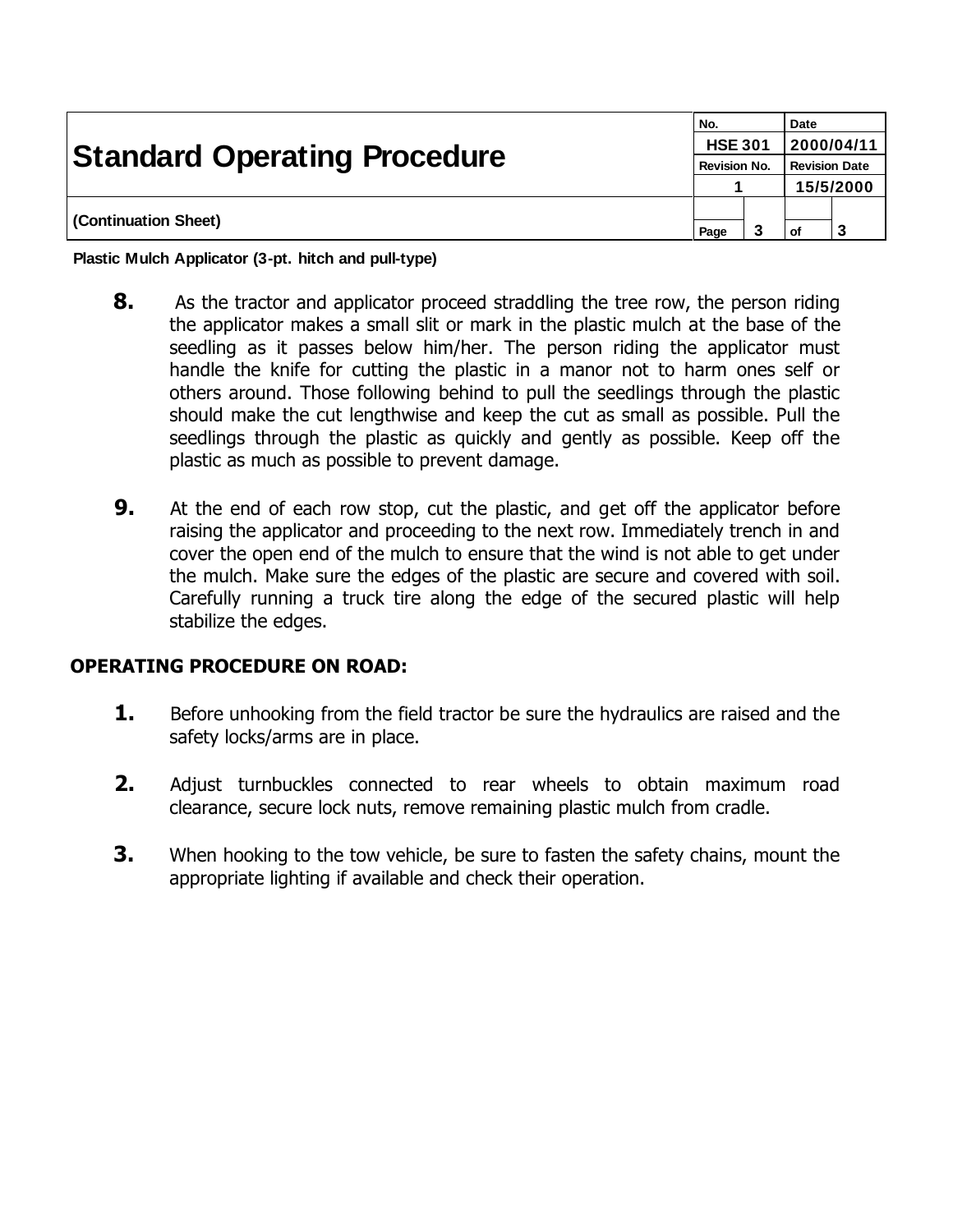**Plastic Mulch Applicator (3-pt. hitch and pull-type)**

**8.** As the tractor and applicator proceed straddling the tree row, the person riding the applicator makes a small slit or mark in the plastic mulch at the base of the seedling as it passes below him/her. The person riding the applicator must handle the knife for cutting the plastic in a manor not to harm ones self or others around. Those following behind to pull the seedlings through the plastic should make the cut lengthwise and keep the cut as small as possible. Pull the seedlings through the plastic as quickly and gently as possible. Keep off the plastic as much as possible to prevent damage.

**9.** At the end of each row stop, cut the plastic, and get off the applicator before raising the applicator and proceeding to the next row. Immediately trench in and cover the open end of the mulch to ensure that the wind is not able to get under the mulch. Make sure the edges of the plastic are secure and covered with soil. Carefully running a truck tire along the edge of the secured plastic will help stabilize the edges.

## OPERATING PROCEDURE ON ROAD:

**1.** Before unhooking from the field tractor be sure the hydraulics are raised and the safety locks/arms are in place.

**2.** Adjust turnbuckles connected to rear wheels to obtain maximum road clearance, secure lock nuts, remove remaining plastic mulch from cradle.

**3.** When hooking to the tow vehicle, be sure to fasten the safety chains, mount the appropriate lighting if available and check their operation.